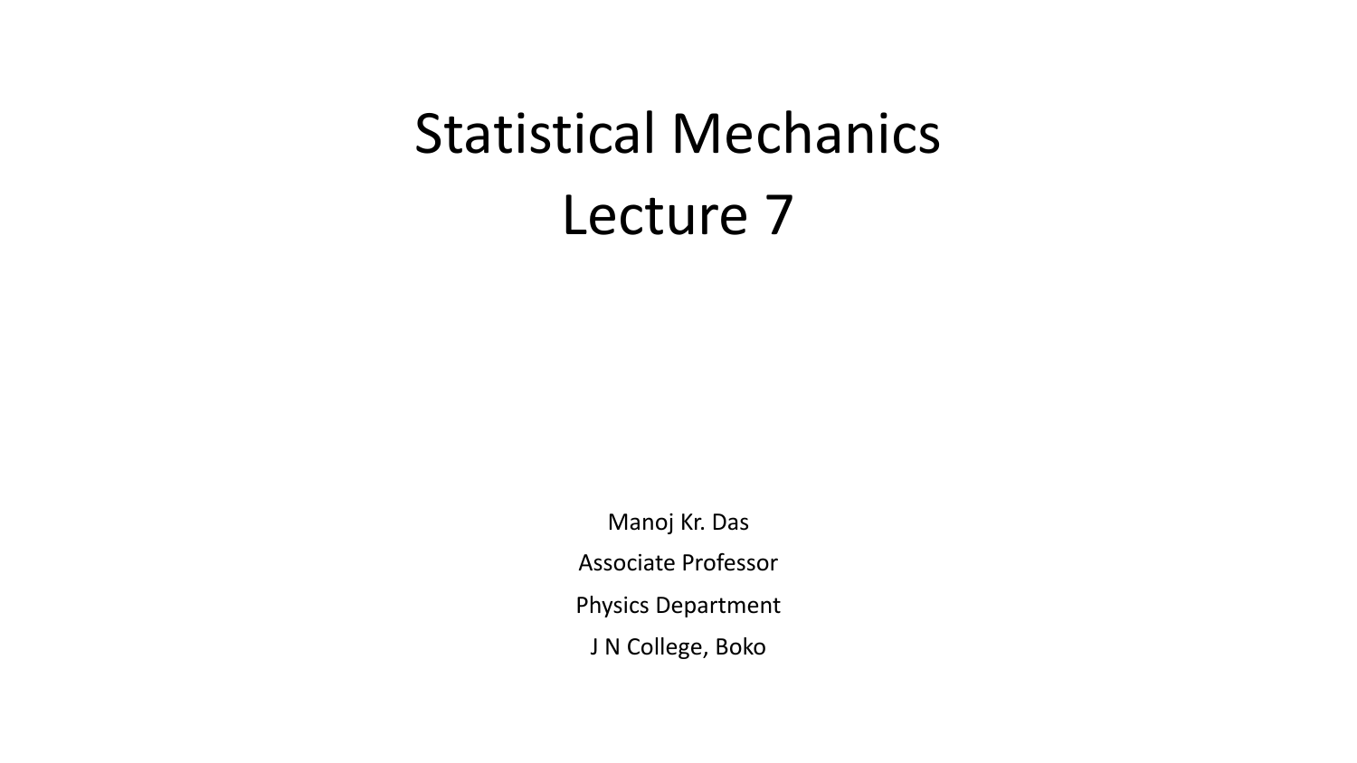# Statistical Mechanics
# Lecture 7

Manoj Kr. Das

Associate Professor

Physics Department

J N College, Boko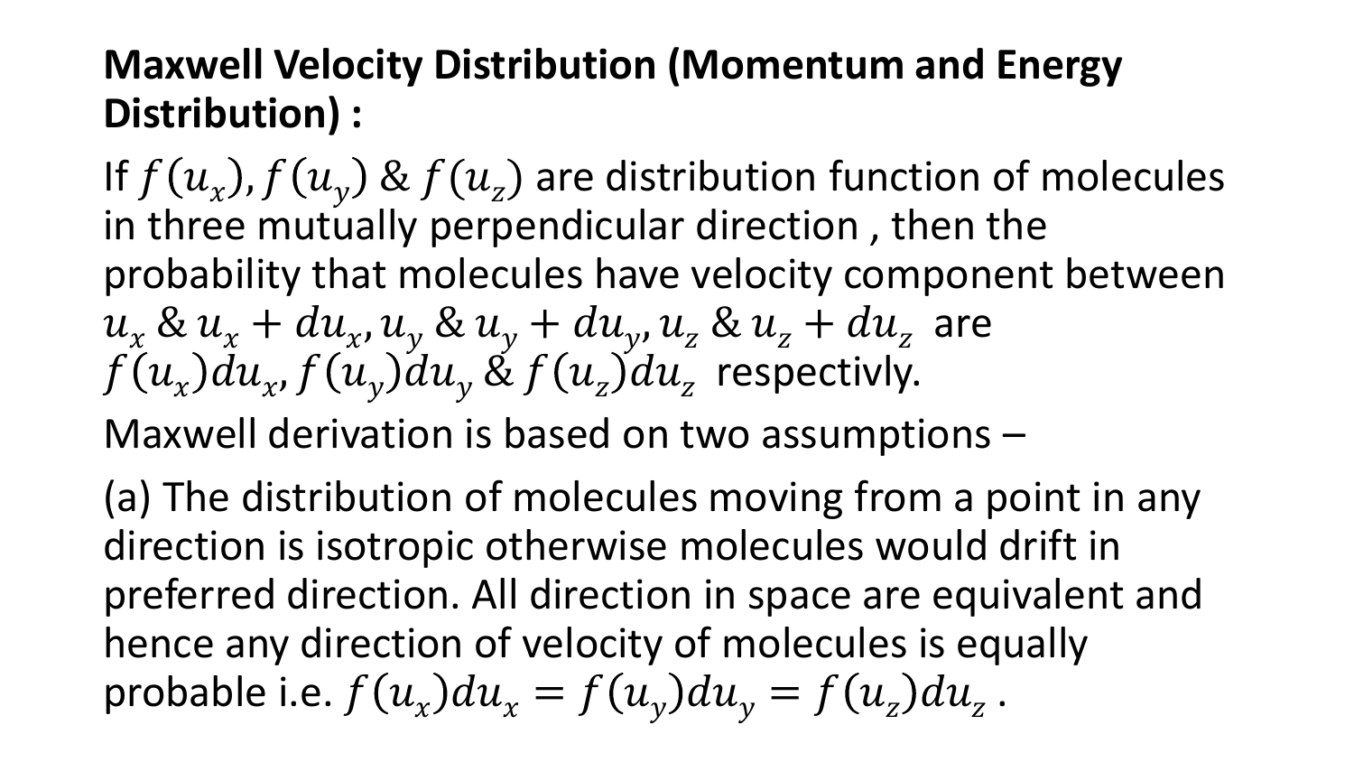**Maxwell Velocity Distribution (Momentum and Energy Distribution) :**

If $f(u_x), f(u_y)$ & $f(u_z)$ are distribution function of molecules in three mutually perpendicular direction , then the probability that molecules have velocity component between $u_x$ & $u_x + du_x, u_y$ & $u_y + du_y, u_z$ & $u_z + du_z$ are $f(u_x)du_x, f(u_y)du_y$ & $f(u_z)du_z$ respectivly.

Maxwell derivation is based on two assumptions –

(a) The distribution of molecules moving from a point in any direction is isotropic otherwise molecules would drift in preferred direction. All direction in space are equivalent and hence any direction of velocity of molecules is equally probable i.e. $f(u_x)du_x = f(u_y)du_y = f(u_z)du_z$ .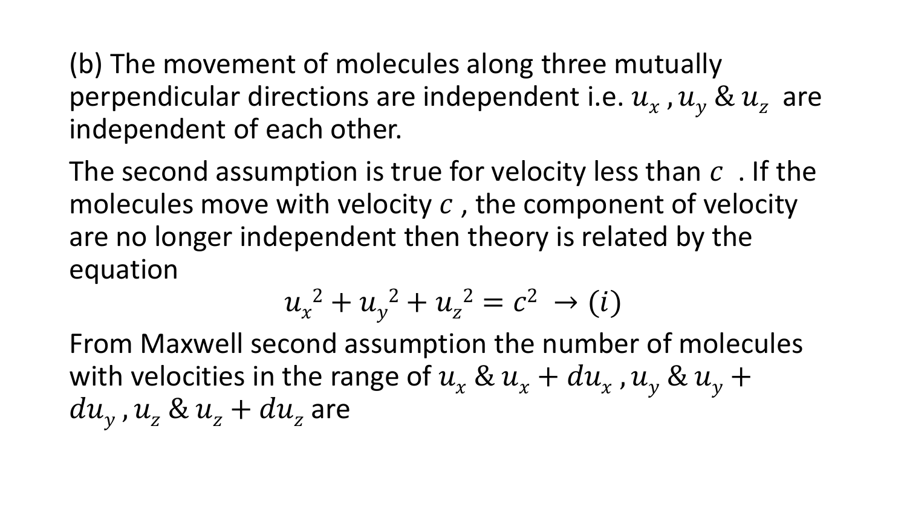(b) The movement of molecules along three mutually perpendicular directions are independent i.e. $u_x$ , $u_y$ & $u_z$ are independent of each other.

The second assumption is true for velocity less than $c$ . If the molecules move with velocity $c$ , the component of velocity are no longer independent then theory is related by the equation

$$u_x{}^2 + u_y{}^2 + u_z{}^2 = c^2 \rightarrow (i)$$

From Maxwell second assumption the number of molecules with velocities in the range of $u_x$ & $u_x + du_x$ , $u_y$ & $u_y + du_y$ , $u_z$ & $u_z + du_z$ are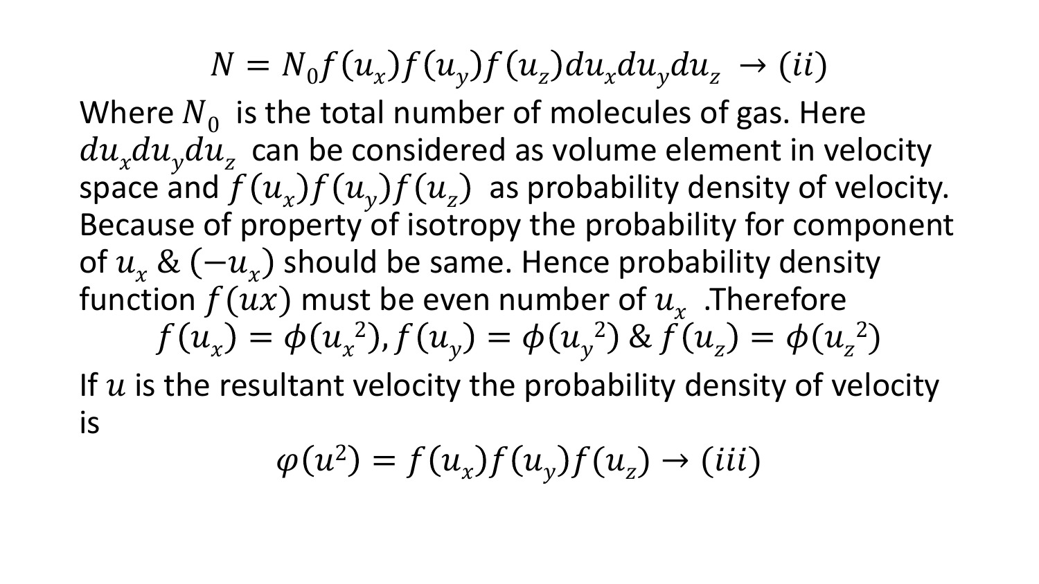$$N = N_0 f(u_x) f(u_y) f(u_z) du_x du_y du_z \rightarrow (ii)$$

Where $N_0$ is the total number of molecules of gas. Here $du_x du_y du_z$ can be considered as volume element in velocity space and $f(u_x)f(u_y)f(u_z)$ as probability density of velocity. Because of property of isotropy the probability for component of $u_x$ & $(-u_x)$ should be same. Hence probability density function $f(ux)$ must be even number of $u_x$ .Therefore

$$f(u_x) = \phi({u_x}^2), f(u_y) = \phi({u_y}^2) \; \& \; f(u_z) = \phi({u_z}^2)$$

If $u$ is the resultant velocity the probability density of velocity is

$$\varphi(u^2) = f(u_x) f(u_y) f(u_z) \rightarrow (iii)$$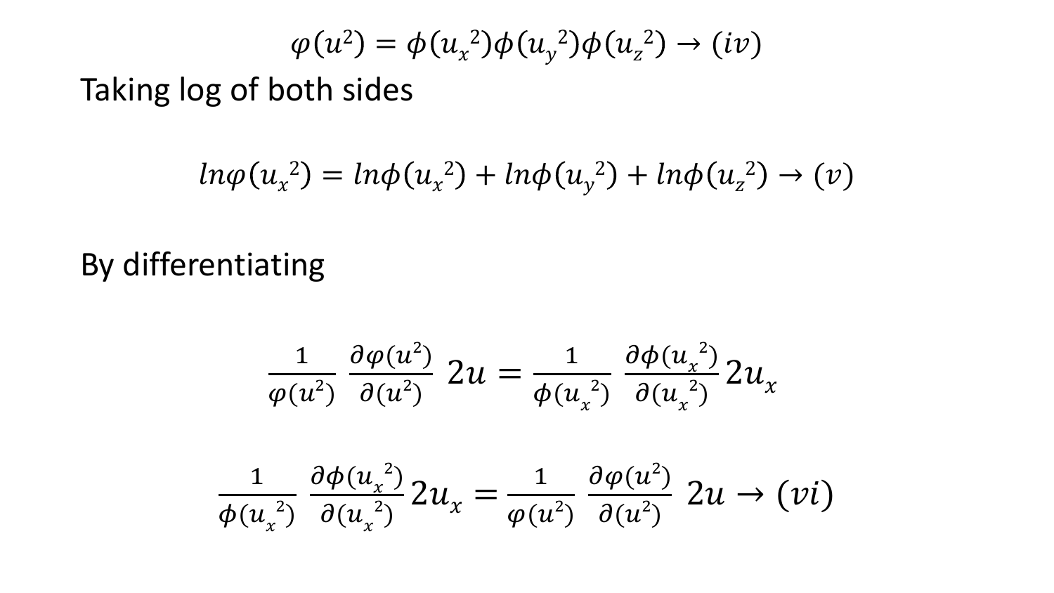$$\varphi(u^2) = \phi({u_x}^2)\phi({u_y}^2)\phi({u_z}^2) \rightarrow (iv)$$

Taking log of both sides

$$ln\varphi({u_x}^2) = ln\phi({u_x}^2) + ln\phi({u_y}^2) + ln\phi({u_z}^2) \rightarrow (v)$$

By differentiating

$$\frac{1}{\varphi(u^2)} \frac{\partial\varphi(u^2)}{\partial(u^2)} 2u = \frac{1}{\phi({u_x}^2)} \frac{\partial\phi({u_x}^2)}{\partial({u_x}^2)} 2u_x$$

$$\frac{1}{\phi({u_x}^2)} \frac{\partial\phi({u_x}^2)}{\partial({u_x}^2)} 2u_x = \frac{1}{\varphi(u^2)} \frac{\partial\varphi(u^2)}{\partial(u^2)} 2u \rightarrow (vi)$$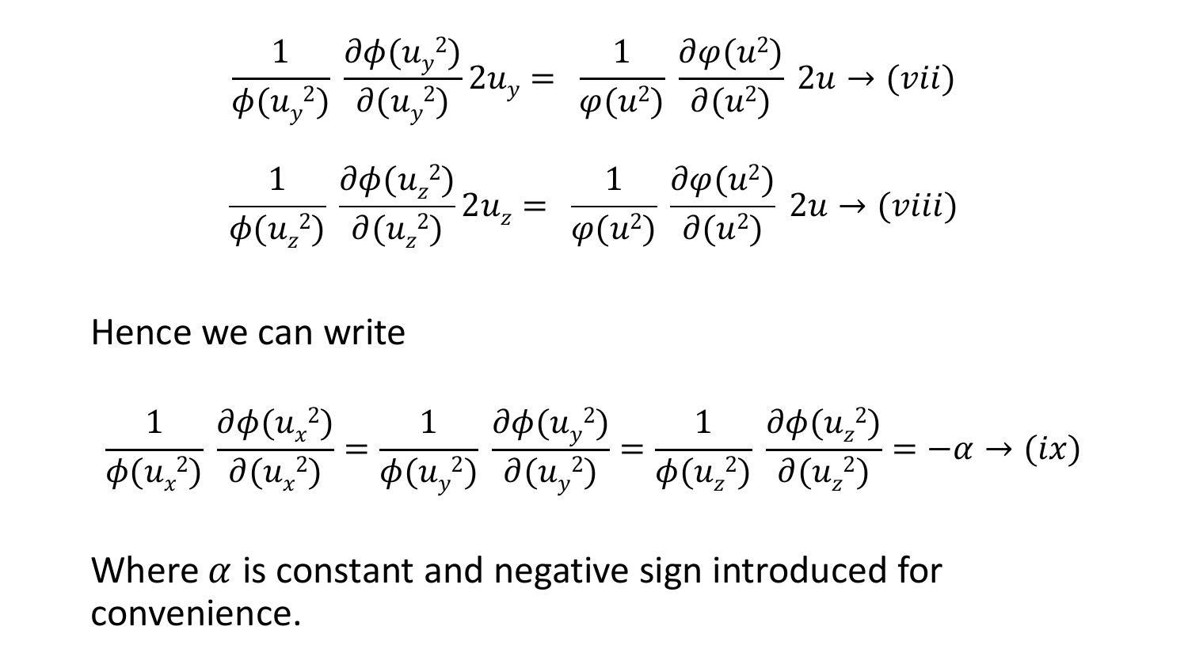$$\frac{1}{\phi(u_y{}^2)}\frac{\partial\phi(u_y{}^2)}{\partial(u_y{}^2)}2u_y = \frac{1}{\varphi(u^2)}\frac{\partial\varphi(u^2)}{\partial(u^2)}\ 2u \rightarrow (vii)$$

$$\frac{1}{\phi(u_z{}^2)}\frac{\partial\phi(u_z{}^2)}{\partial(u_z{}^2)}2u_z = \frac{1}{\varphi(u^2)}\frac{\partial\varphi(u^2)}{\partial(u^2)}\ 2u \rightarrow (viii)$$

Hence we can write

$$\frac{1}{\phi(u_x{}^2)}\frac{\partial\phi(u_x{}^2)}{\partial(u_x{}^2)} = \frac{1}{\phi(u_y{}^2)}\frac{\partial\phi(u_y{}^2)}{\partial(u_y{}^2)} = \frac{1}{\phi(u_z{}^2)}\frac{\partial\phi(u_z{}^2)}{\partial(u_z{}^2)} = -\alpha \rightarrow (ix)$$

Where $\alpha$ is constant and negative sign introduced for convenience.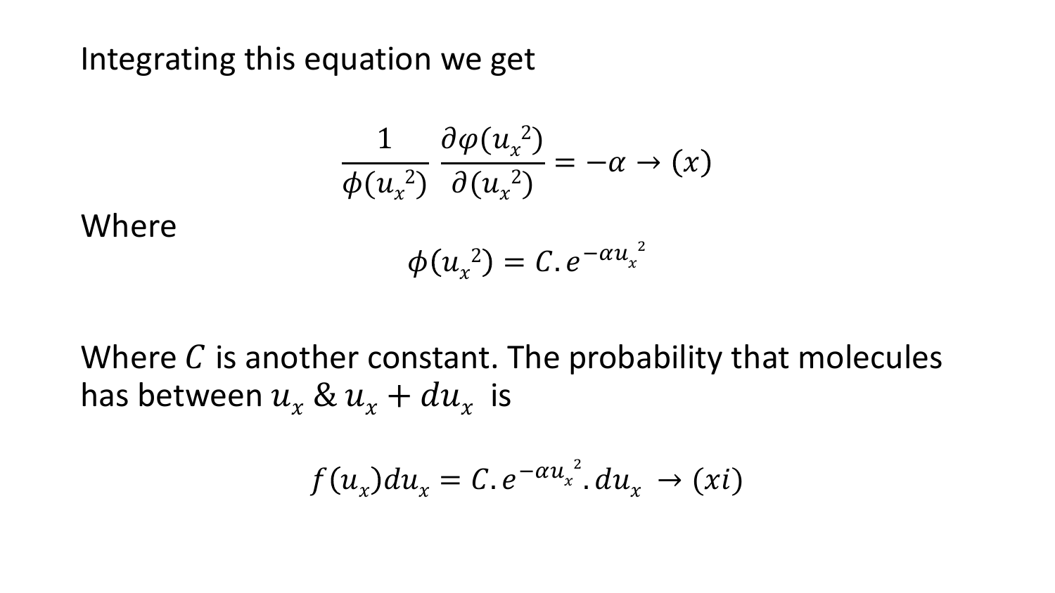Integrating this equation we get

$$\frac{1}{\phi({u_x}^2)} \frac{\partial \varphi({u_x}^2)}{\partial ({u_x}^2)} = -\alpha \rightarrow (x)$$

Where

$$\phi({u_x}^2) = C.e^{-\alpha {u_x}^2}$$

Where $C$ is another constant. The probability that molecules has between $u_x$ & $u_x + du_x$ is

$$f(u_x)du_x = C.e^{-\alpha {u_x}^2}.du_x \rightarrow (xi)$$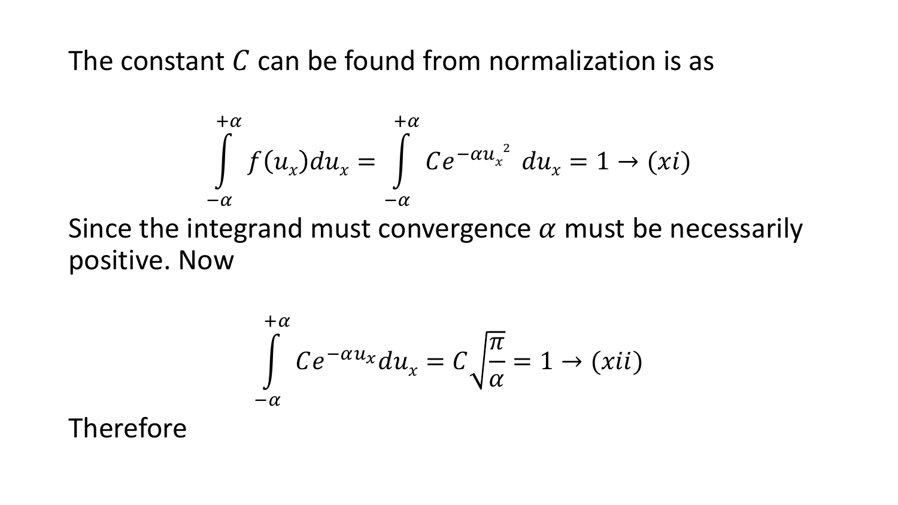The constant $C$ can be found from normalization is as

$$\int_{-\alpha}^{+\alpha} f(u_x)du_x = \int_{-\alpha}^{+\alpha} Ce^{-\alpha u_x{}^2}\, du_x = 1 \rightarrow (xi)$$

Since the integrand must convergence $\alpha$ must be necessarily positive. Now

$$\int_{-\alpha}^{+\alpha} Ce^{-\alpha u_x} du_x = C\sqrt{\frac{\pi}{\alpha}} = 1 \rightarrow (xii)$$

Therefore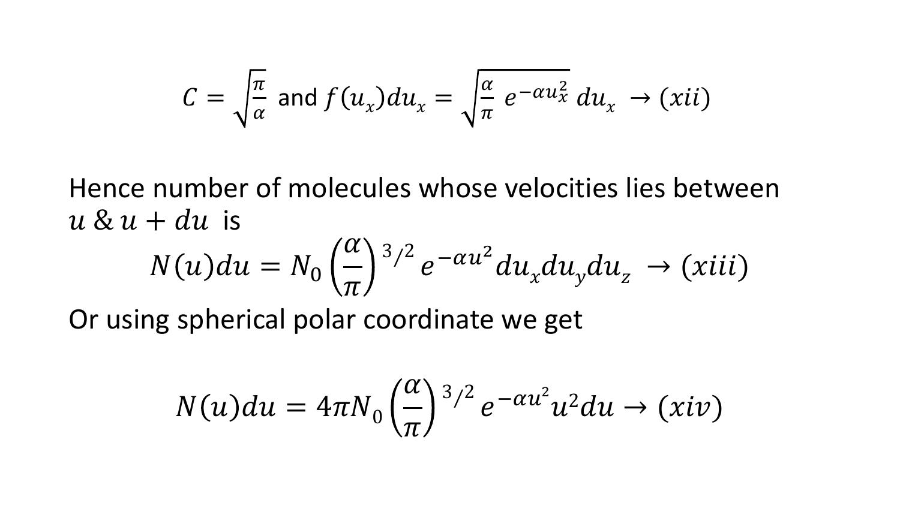$$C = \sqrt{\frac{\pi}{\alpha}} \text{ and } f(u_x)du_x = \sqrt{\frac{\alpha}{\pi}\, e^{-\alpha u_x^2}}\, du_x \rightarrow (xii)$$

Hence number of molecules whose velocities lies between $u \,\&\, u + du$ is

$$N(u)du = N_0 \left(\frac{\alpha}{\pi}\right)^{3/2} e^{-\alpha u^2} du_x du_y du_z \rightarrow (xiii)$$

Or using spherical polar coordinate we get

$$N(u)du = 4\pi N_0 \left(\frac{\alpha}{\pi}\right)^{3/2} e^{-\alpha u^2} u^2 du \rightarrow (xiv)$$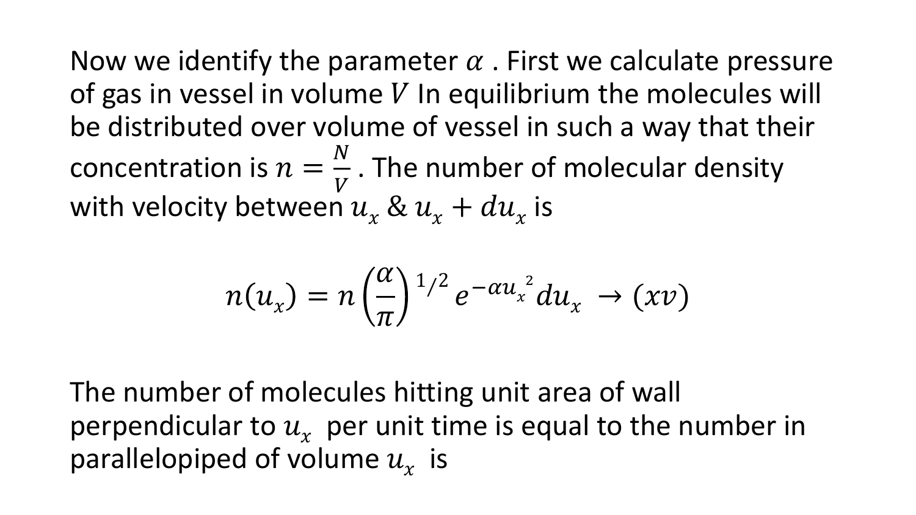Now we identify the parameter $\alpha$ . First we calculate pressure of gas in vessel in volume $V$ In equilibrium the molecules will be distributed over volume of vessel in such a way that their concentration is $n = \frac{N}{V}$ . The number of molecular density with velocity between $u_x$ & $u_x + du_x$ is

$$n(u_x) = n\left(\frac{\alpha}{\pi}\right)^{1/2} e^{-\alpha u_x{}^2} du_x \;\rightarrow (xv)$$

The number of molecules hitting unit area of wall perpendicular to $u_x$ per unit time is equal to the number in parallelopiped of volume $u_x$ is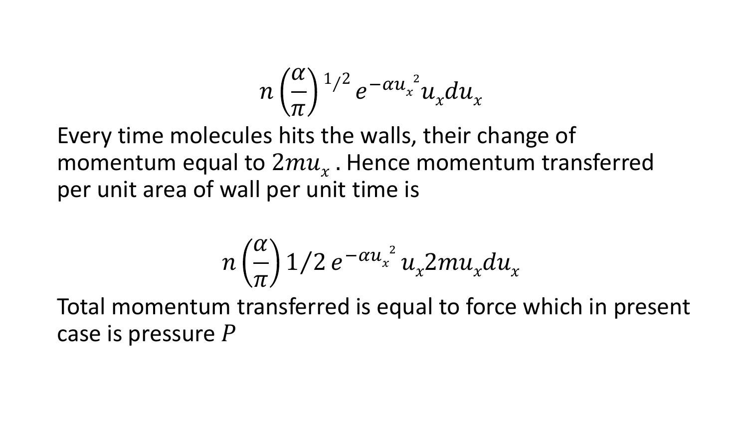$$n\left(\frac{\alpha}{\pi}\right)^{1/2} e^{-\alpha u_x{}^2} u_x du_x$$

Every time molecules hits the walls, their change of momentum equal to $2mu_x$ . Hence momentum transferred per unit area of wall per unit time is

$$n\left(\frac{\alpha}{\pi}\right) 1/2 \, e^{-\alpha u_x{}^2} \, u_x 2mu_x du_x$$

Total momentum transferred is equal to force which in present case is pressure $P$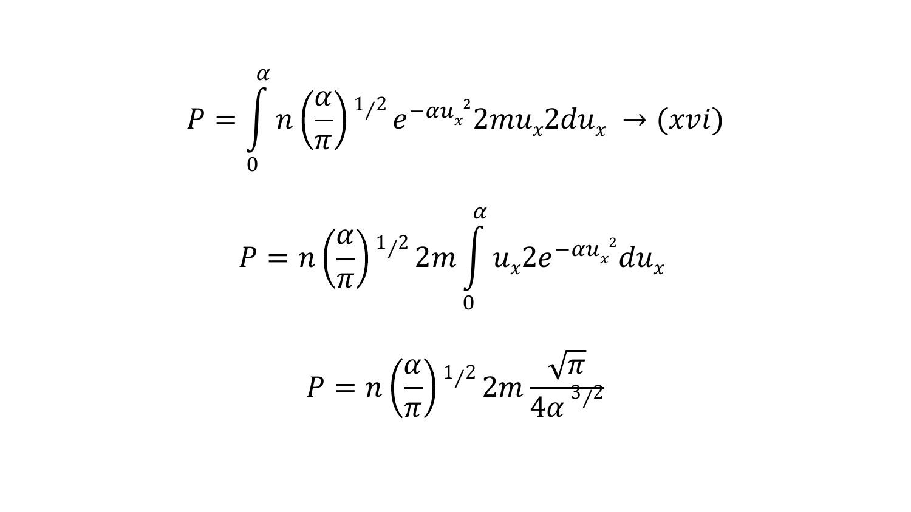$$P = \int_{0}^{\alpha} n\left(\frac{\alpha}{\pi}\right)^{1/2} e^{-\alpha u_x{}^2} 2mu_x 2du_x \rightarrow (xvi)$$

$$P = n\left(\frac{\alpha}{\pi}\right)^{1/2} 2m \int_{0}^{\alpha} u_x 2e^{-\alpha u_x{}^2} du_x$$

$$P = n\left(\frac{\alpha}{\pi}\right)^{1/2} 2m \frac{\sqrt{\pi}}{4\alpha^{3/2}}$$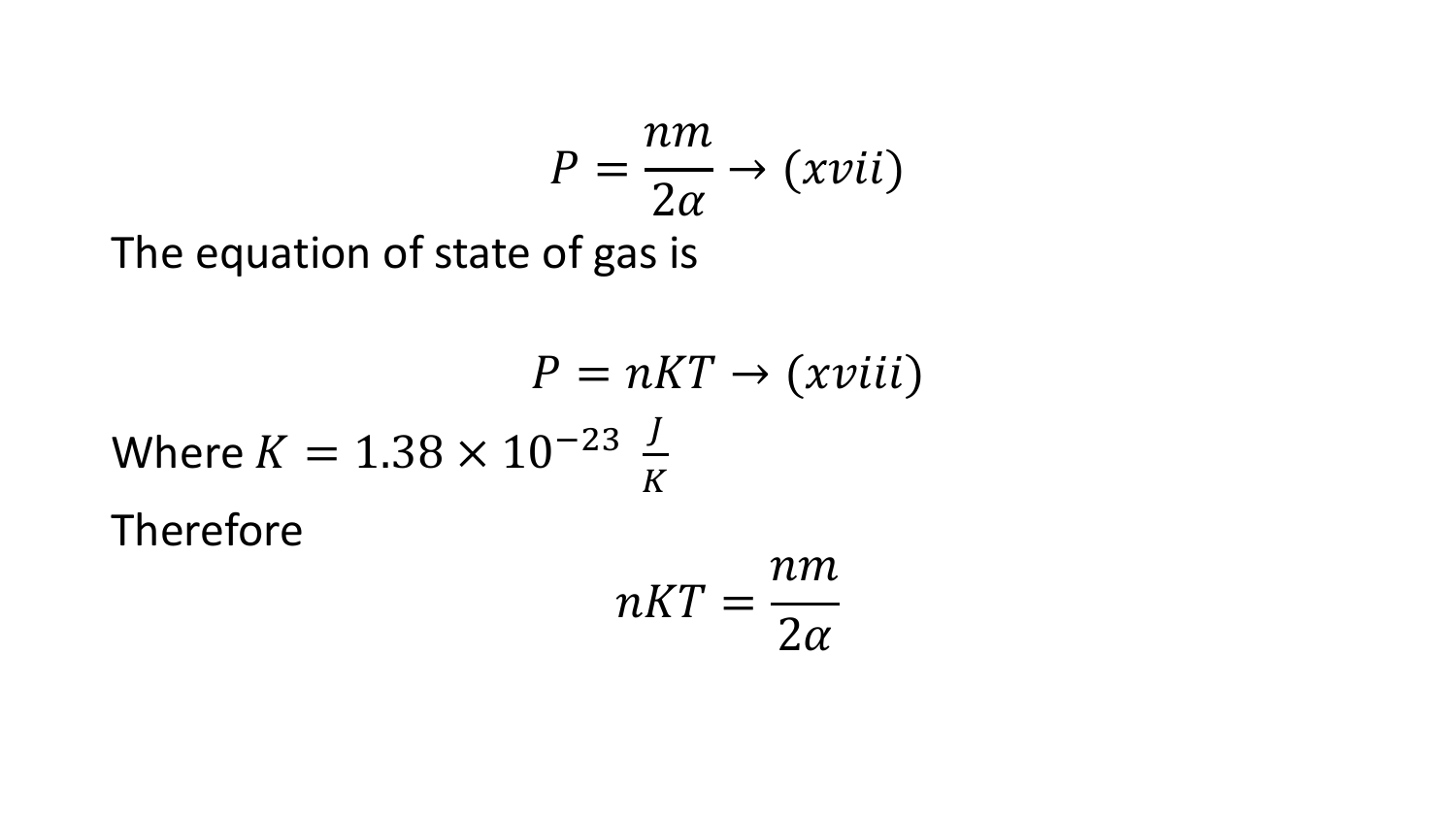$$P = \frac{nm}{2\alpha} \rightarrow (xvii)$$

The equation of state of gas is

$$P = nKT \rightarrow (xviii)$$

Where $K = 1.38 \times 10^{-23} \ \frac{J}{K}$

Therefore

$$nKT = \frac{nm}{2\alpha}$$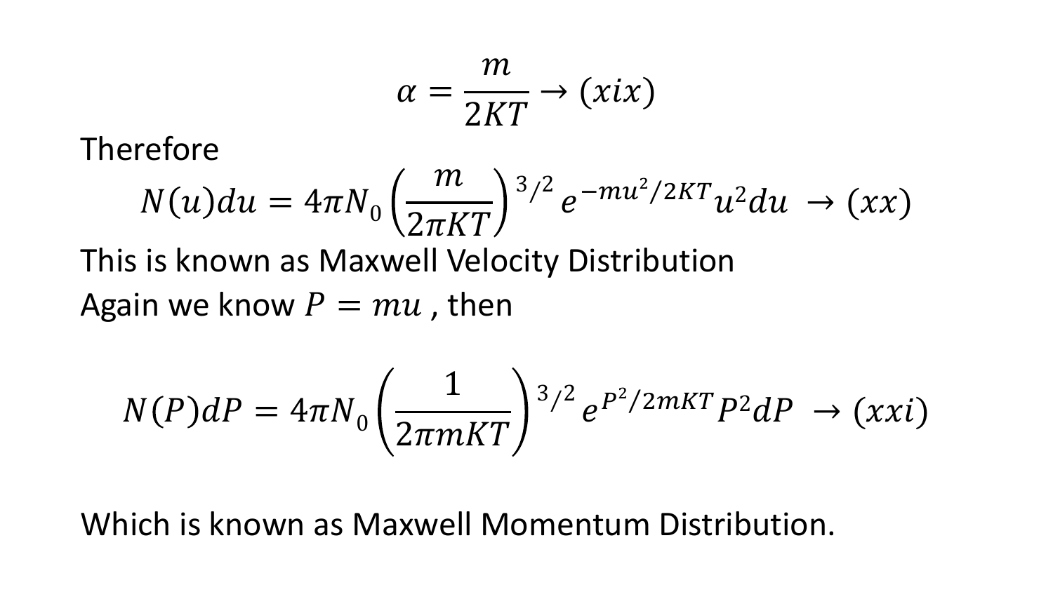$$\alpha = \frac{m}{2KT} \rightarrow (xix)$$

Therefore

$$N(u)du = 4\pi N_0 \left(\frac{m}{2\pi KT}\right)^{3/2} e^{-mu^2/2KT} u^2 du \rightarrow (xx)$$

This is known as Maxwell Velocity Distribution

Again we know $P = mu$ , then

$$N(P)dP = 4\pi N_0 \left(\frac{1}{2\pi mKT}\right)^{3/2} e^{P^2/2mKT} P^2 dP \rightarrow (xxi)$$

Which is known as Maxwell Momentum Distribution.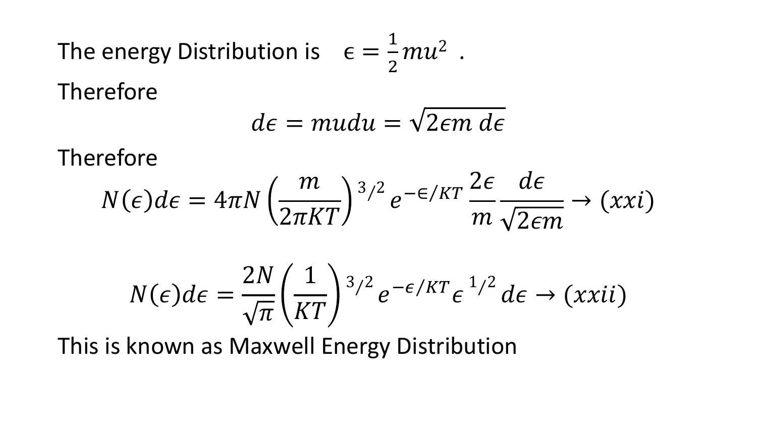The energy Distribution is $\epsilon = \frac{1}{2}mu^2$ .

Therefore

$$d\epsilon = mudu = \sqrt{2\epsilon m\, d\epsilon}$$

Therefore

$$N(\epsilon)d\epsilon = 4\pi N \left(\frac{m}{2\pi KT}\right)^{3/2} e^{-\epsilon/KT} \frac{2\epsilon}{m} \frac{d\epsilon}{\sqrt{2\epsilon m}} \rightarrow (xxi)$$

$$N(\epsilon)d\epsilon = \frac{2N}{\sqrt{\pi}} \left(\frac{1}{KT}\right)^{3/2} e^{-\epsilon/KT} \epsilon^{1/2} d\epsilon \rightarrow (xxii)$$

This is known as Maxwell Energy Distribution